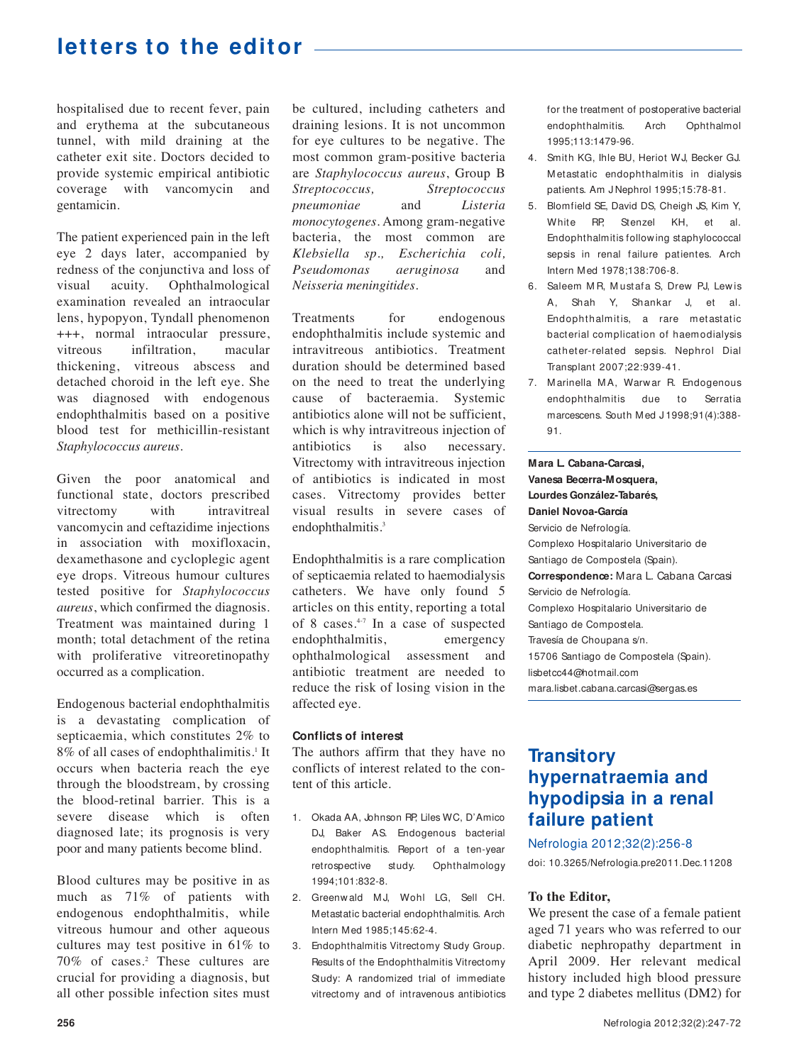hospitalised due to recent fever, pain and erythema at the subcutaneous tunnel, with mild draining at the catheter exit site. Doctors decided to provide systemic empirical antibiotic coverage with vancomycin and gentamicin.

The patient experienced pain in the left eye 2 days later, accompanied by redness of the conjunctiva and loss of visual acuity. Ophthalmological examination revealed an intraocular lens, hypopyon, Tyndall phenomenon +++, normal intraocular pressure, vitreous infiltration, macular thickening, vitreous abscess and detached choroid in the left eye. She was diagnosed with endogenous endophthalmitis based on a positive blood test for methicillin-resistant *Staphylococcus aureus*.

Given the poor anatomical and functional state, doctors prescribed vitrectomy with intravitreal vancomycin and ceftazidime injections in association with moxifloxacin, dexamethasone and cycloplegic agent eye drops. Vitreous humour cultures tested positive for *Staphylococcus aureus*, which confirmed the diagnosis. Treatment was maintained during 1 month; total detachment of the retina with proliferative vitreoretinopathy occurred as a complication.

Endogenous bacterial endophthalmitis is a devastating complication of septicaemia, which constitutes 2% to 8% of all cases of endophthalimitis.[1] It occurs when bacteria reach the eye through the bloodstream, by crossing the blood-retinal barrier. This is a severe disease which is often diagnosed late; its prognosis is very poor and many patients become blind.

Blood cultures may be positive in as much as 71% of patients with endogenous endophthalmitis, while vitreous humour and other aqueous cultures may test positive in 61% to 70% of cases.[2] These cultures are crucial for providing a diagnosis, but all other possible infection sites must be cultured, including catheters and draining lesions. It is not uncommon for eye cultures to be negative. The most common gram-positive bacteria are *Staphylococcus aureus*, Group B *Streptococcus, Streptococcus pneumoniae* and *Listeria monocytogenes*. Among gram-negative bacteria, the most common are *Klebsiella sp., Escherichia coli, Pseudomonas aeruginosa* and *Neisseria meningitides*.

Treatments for endogenous endophthalmitis include systemic and intravitreous antibiotics. Treatment duration should be determined based on the need to treat the underlying cause of bacteraemia. Systemic antibiotics alone will not be sufficient, which is why intravitreous injection of antibiotics is also necessary. Vitrectomy with intravitreous injection of antibiotics is indicated in most cases. Vitrectomy provides better visual results in severe cases of endophthalmitis.[3]

Endophthalmitis is a rare complication of septicaemia related to haemodialysis catheters. We have only found 5 articles on this entity, reporting a total of 8 cases.[4-7] In a case of suspected endophthalmitis, emergency ophthalmological assessment and antibiotic treatment are needed to reduce the risk of losing vision in the affected eye.

#### Conflicts of interest

The authors affirm that they have no conflicts of interest related to the content of this article.

1. Okada AA, Johnson RP, Liles WC, D'Amico DJ, Baker AS. Endogenous bacterial endophthalmitis. Report of a ten-year retrospective study. Ophthalmology 1994;101:832-8.
2. Greenwald MJ, Wohl LG, Sell CH. Metastatic bacterial endophthalmitis. Arch Intern Med 1985;145:62-4.
3. Endophthalmitis Vitrectomy Study Group. Results of the Endophthalmitis Vitrectomy Study: A randomized trial of immediate vitrectomy and of intravenous antibiotics for the treatment of postoperative bacterial endophthalmitis. Arch Ophthalmol 1995;113:1479-96.
4. Smith KG, Ihle BU, Heriot WJ, Becker GJ. Metastatic endophthalmitis in dialysis patients. Am J Nephrol 1995;15:78-81.
5. Blomfield SE, David DS, Cheigh JS, Kim Y, White RP, Stenzel KH, et al. Endophthalmitis following staphylococcal sepsis in renal failure patientes. Arch Intern Med 1978;138:706-8.
6. Saleem MR, Mustafa S, Drew PJ, Lewis A, Shah Y, Shankar J, et al. Endophthalmitis, a rare metastatic bacterial complication of haemodialysis catheter-related sepsis. Nephrol Dial Transplant 2007;22:939-41.
7. Marinella MA, Warwar R. Endogenous endophthalmitis due to Serratia marcescens. South Med J 1998;91(4):388-91.

**Mara L. Cabana-Carcasi, Vanesa Becerra-Mosquera, Lourdes González-Tabarés, Daniel Novoa-García**
Servicio de Nefrología.
Complexo Hospitalario Universitario de Santiago de Compostela (Spain).
**Correspondence:** Mara L. Cabana Carcasi
Servicio de Nefrología.
Complexo Hospitalario Universitario de Santiago de Compostela.
Travesía de Choupana s/n.
15706 Santiago de Compostela (Spain).
lisbetcc44@hotmail.com
mara.lisbet.cabana.carcasi@sergas.es

## Transitory hypernatraemia and hypodipsia in a renal failure patient

Nefrologia 2012;32(2):256-8
doi: 10.3265/Nefrologia.pre2011.Dec.11208

**To the Editor,**
We present the case of a female patient aged 71 years who was referred to our diabetic nephropathy department in April 2009. Her relevant medical history included high blood pressure and type 2 diabetes mellitus (DM2) for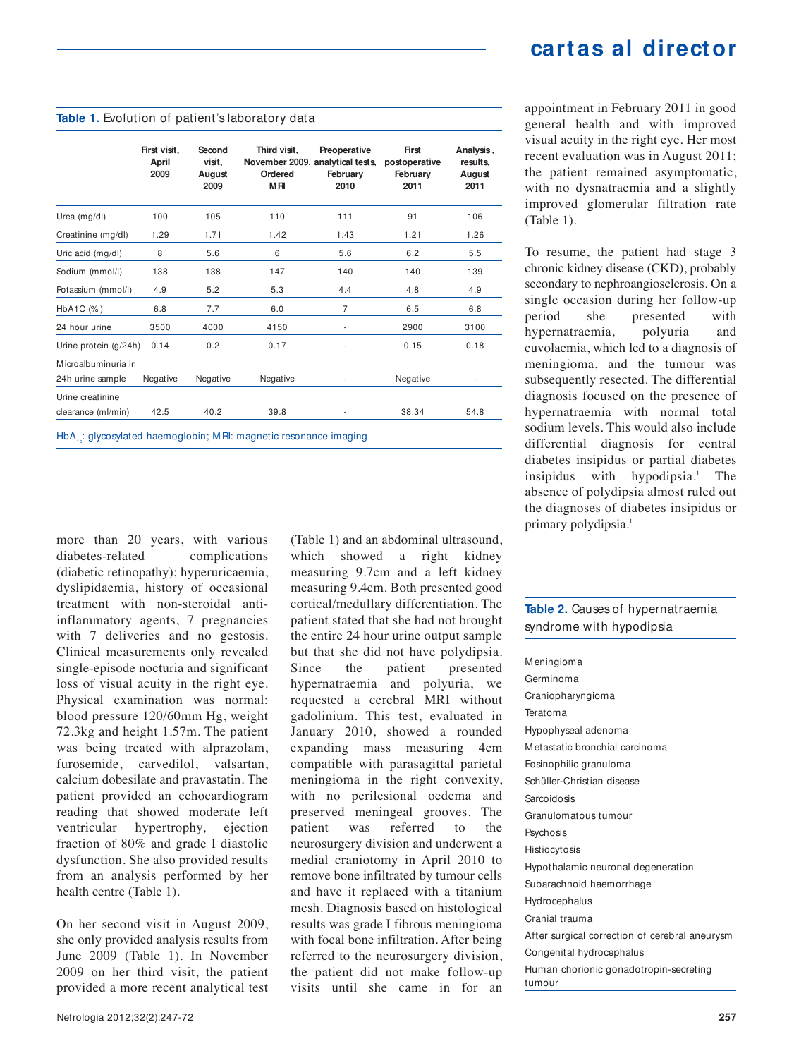**Table 1.** Evolution of patient's laboratory data

| | First visit, April 2009 | Second visit, August 2009 | Third visit, November 2009. Ordered MRI | Preoperative analytical tests, February 2010 | First postoperative February 2011 | Analysis, results, August 2011 |
|---|---|---|---|---|---|---|
| Urea (mg/dl) | 100 | 105 | 110 | 111 | 91 | 106 |
| Creatinine (mg/dl) | 1.29 | 1.71 | 1.42 | 1.43 | 1.21 | 1.26 |
| Uric acid (mg/dl) | 8 | 5.6 | 6 | 5.6 | 6.2 | 5.5 |
| Sodium (mmol/l) | 138 | 138 | 147 | 140 | 140 | 139 |
| Potassium (mmol/l) | 4.9 | 5.2 | 5.3 | 4.4 | 4.8 | 4.9 |
| HbA1C (%) | 6.8 | 7.7 | 6.0 | 7 | 6.5 | 6.8 |
| 24 hour urine | 3500 | 4000 | 4150 | - | 2900 | 3100 |
| Urine protein (g/24h) | 0.14 | 0.2 | 0.17 | - | 0.15 | 0.18 |
| Microalbuminuria in 24h urine sample | Negative | Negative | Negative | - | Negative | - |
| Urine creatinine clearance (ml/min) | 42.5 | 40.2 | 39.8 | - | 38.34 | 54.8 |

$HbA_{1c}$: glycosylated haemoglobin; MRI: magnetic resonance imaging

more than 20 years, with various diabetes-related complications (diabetic retinopathy); hyperuricaemia, dyslipidaemia, history of occasional treatment with non-steroidal anti-inflammatory agents, 7 pregnancies with 7 deliveries and no gestosis. Clinical measurements only revealed single-episode nocturia and significant loss of visual acuity in the right eye. Physical examination was normal: blood pressure 120/60mm Hg, weight 72.3kg and height 1.57m. The patient was being treated with alprazolam, furosemide, carvedilol, valsartan, calcium dobesilate and pravastatin. The patient provided an echocardiogram reading that showed moderate left ventricular hypertrophy, ejection fraction of 80% and grade I diastolic dysfunction. She also provided results from an analysis performed by her health centre (Table 1).

On her second visit in August 2009, she only provided analysis results from June 2009 (Table 1). In November 2009 on her third visit, the patient provided a more recent analytical test (Table 1) and an abdominal ultrasound, which showed a right kidney measuring 9.7cm and a left kidney measuring 9.4cm. Both presented good cortical/medullary differentiation. The patient stated that she had not brought the entire 24 hour urine output sample but that she did not have polydipsia. Since the patient presented hypernatraemia and polyuria, we requested a cerebral MRI without gadolinium. This test, evaluated in January 2010, showed a rounded expanding mass measuring 4cm compatible with parasagittal parietal meningioma in the right convexity, with no perilesional oedema and preserved meningeal grooves. The patient was referred to the neurosurgery division and underwent a medial craniotomy in April 2010 to remove bone infiltrated by tumour cells and have it replaced with a titanium mesh. Diagnosis based on histological results was grade I fibrous meningioma with focal bone infiltration. After being referred to the neurosurgery division, the patient did not make follow-up visits until she came in for an appointment in February 2011 in good general health and with improved visual acuity in the right eye. Her most recent evaluation was in August 2011; the patient remained asymptomatic, with no dysnatraemia and a slightly improved glomerular filtration rate (Table 1).

To resume, the patient had stage 3 chronic kidney disease (CKD), probably secondary to nephroangiosclerosis. On a single occasion during her follow-up period she presented with hypernatraemia, polyuria and euvolaemia, which led to a diagnosis of meningioma, and the tumour was subsequently resected. The differential diagnosis focused on the presence of hypernatraemia with normal total sodium levels. This would also include differential diagnosis for central diabetes insipidus or partial diabetes insipidus with hypodipsia.[1] The absence of polydipsia almost ruled out the diagnoses of diabetes insipidus or primary polydipsia.[1]

**Table 2.** Causes of hypernatraemia syndrome with hypodipsia

Meningioma
Germinoma
Craniopharyngioma
Teratoma
Hypophyseal adenoma
Metastatic bronchial carcinoma
Eosinophilic granuloma
Schüller-Christian disease
Sarcoidosis
Granulomatous tumour
Psychosis
Histiocytosis
Hypothalamic neuronal degeneration
Subarachnoid haemorrhage
Hydrocephalus
Cranial trauma
After surgical correction of cerebral aneurysm
Congenital hydrocephalus
Human chorionic gonadotropin-secreting tumour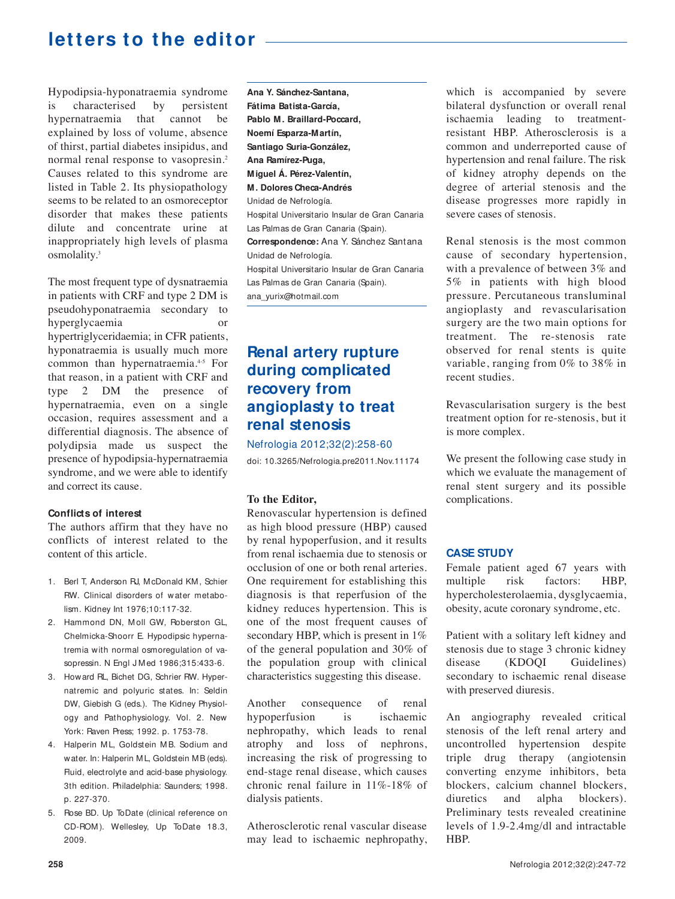Hypodipsia-hyponatraemia syndrome is characterised by persistent hypernatraemia that cannot be explained by loss of volume, absence of thirst, partial diabetes insipidus, and normal renal response to vasopresin.[2] Causes related to this syndrome are listed in Table 2. Its physiopathology seems to be related to an osmoreceptor disorder that makes these patients dilute and concentrate urine at inappropriately high levels of plasma osmolality.[3]

The most frequent type of dysnatraemia in patients with CRF and type 2 DM is pseudohyponatraemia secondary to hyperglycaemia or hypertriglyceridaemia; in CFR patients, hyponatraemia is usually much more common than hypernatraemia.[4-5] For that reason, in a patient with CRF and type 2 DM the presence of hypernatraemia, even on a single occasion, requires assessment and a differential diagnosis. The absence of polydipsia made us suspect the presence of hypodipsia-hypernatraemia syndrome, and we were able to identify and correct its cause.

**Conflicts of interest**

The authors affirm that they have no conflicts of interest related to the content of this article.

1. Berl T, Anderson RJ, McDonald KM, Schier RW. Clinical disorders of water metabolism. Kidney Int 1976;10:117-32.
2. Hammond DN, Moll GW, Roberston GL, Chelmicka-Shoorr E. Hypodipsic hypernatremia with normal osmoregulation of vasopressin. N Engl J Med 1986;315:433-6.
3. Howard RL, Bichet DG, Schrier RW. Hypernatremic and polyuric states. In: Seldin DW, Giebish G (eds.). The Kidney Physiology and Pathophysiology. Vol. 2. New York: Raven Press; 1992. p. 1753-78.
4. Halperin ML, Goldstein MB. Sodium and water. In: Halperin ML, Goldstein MB (eds). Fluid, electrolyte and acid-base physiology. 3th edition. Philadelphia: Saunders; 1998. p. 227-370.
5. Rose BD. Up ToDate (clinical reference on CD-ROM). Wellesley, Up ToDate 18.3, 2009.

**Ana Y. Sánchez-Santana, Fátima Batista-García, Pablo M. Braillard-Poccard, Noemí Esparza-Martín, Santiago Suria-González, Ana Ramírez-Puga, Miguel Á. Pérez-Valentín, M. Dolores Checa-Andrés**

Unidad de Nefrología.
Hospital Universitario Insular de Gran Canaria
Las Palmas de Gran Canaria (Spain).

**Correspondence:** Ana Y. Sánchez Santana
Unidad de Nefrología.
Hospital Universitario Insular de Gran Canaria
Las Palmas de Gran Canaria (Spain).
ana_yurix@hotmail.com

## Renal artery rupture during complicated recovery from angioplasty to treat renal stenosis

Nefrologia 2012;32(2):258-60

doi: 10.3265/Nefrologia.pre2011.Nov.11174

**To the Editor,**

Renovascular hypertension is defined as high blood pressure (HBP) caused by renal hypoperfusion, and it results from renal ischaemia due to stenosis or occlusion of one or both renal arteries. One requirement for establishing this diagnosis is that reperfusion of the kidney reduces hypertension. This is one of the most frequent causes of secondary HBP, which is present in 1% of the general population and 30% of the population group with clinical characteristics suggesting this disease.

Another consequence of renal hypoperfusion is ischaemic nephropathy, which leads to renal atrophy and loss of nephrons, increasing the risk of progressing to end-stage renal disease, which causes chronic renal failure in 11%-18% of dialysis patients.

Atherosclerotic renal vascular disease may lead to ischaemic nephropathy, which is accompanied by severe bilateral dysfunction or overall renal ischaemia leading to treatment-resistant HBP. Atherosclerosis is a common and underreported cause of hypertension and renal failure. The risk of kidney atrophy depends on the degree of arterial stenosis and the disease progresses more rapidly in severe cases of stenosis.

Renal stenosis is the most common cause of secondary hypertension, with a prevalence of between 3% and 5% in patients with high blood pressure. Percutaneous transluminal angioplasty and revascularisation surgery are the two main options for treatment. The re-stenosis rate observed for renal stents is quite variable, ranging from 0% to 38% in recent studies.

Revascularisation surgery is the best treatment option for re-stenosis, but it is more complex.

We present the following case study in which we evaluate the management of renal stent surgery and its possible complications.

### CASE STUDY

Female patient aged 67 years with multiple risk factors: HBP, hypercholesterolaemia, dysglycaemia, obesity, acute coronary syndrome, etc.

Patient with a solitary left kidney and stenosis due to stage 3 chronic kidney disease (KDOQI Guidelines) secondary to ischaemic renal disease with preserved diuresis.

An angiography revealed critical stenosis of the left renal artery and uncontrolled hypertension despite triple drug therapy (angiotensin converting enzyme inhibitors, beta blockers, calcium channel blockers, diuretics and alpha blockers). Preliminary tests revealed creatinine levels of 1.9-2.4mg/dl and intractable HBP.